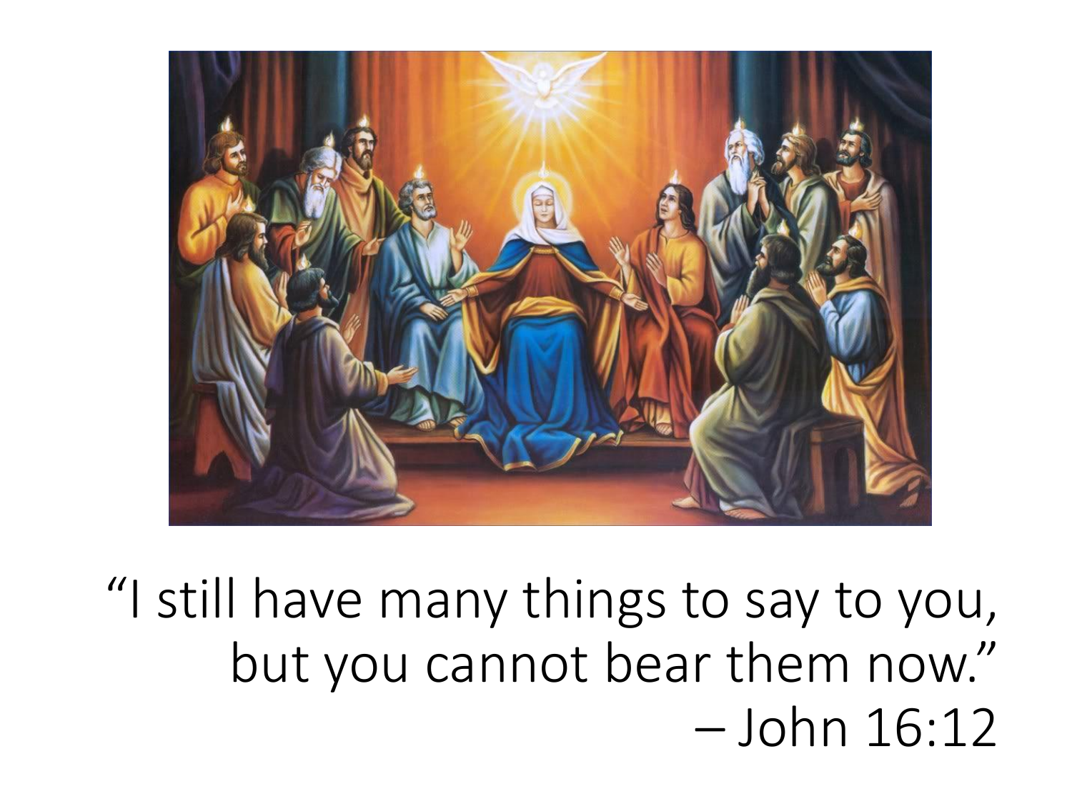“I still have many things to say to you, but you cannot bear them now.”
– John 16:12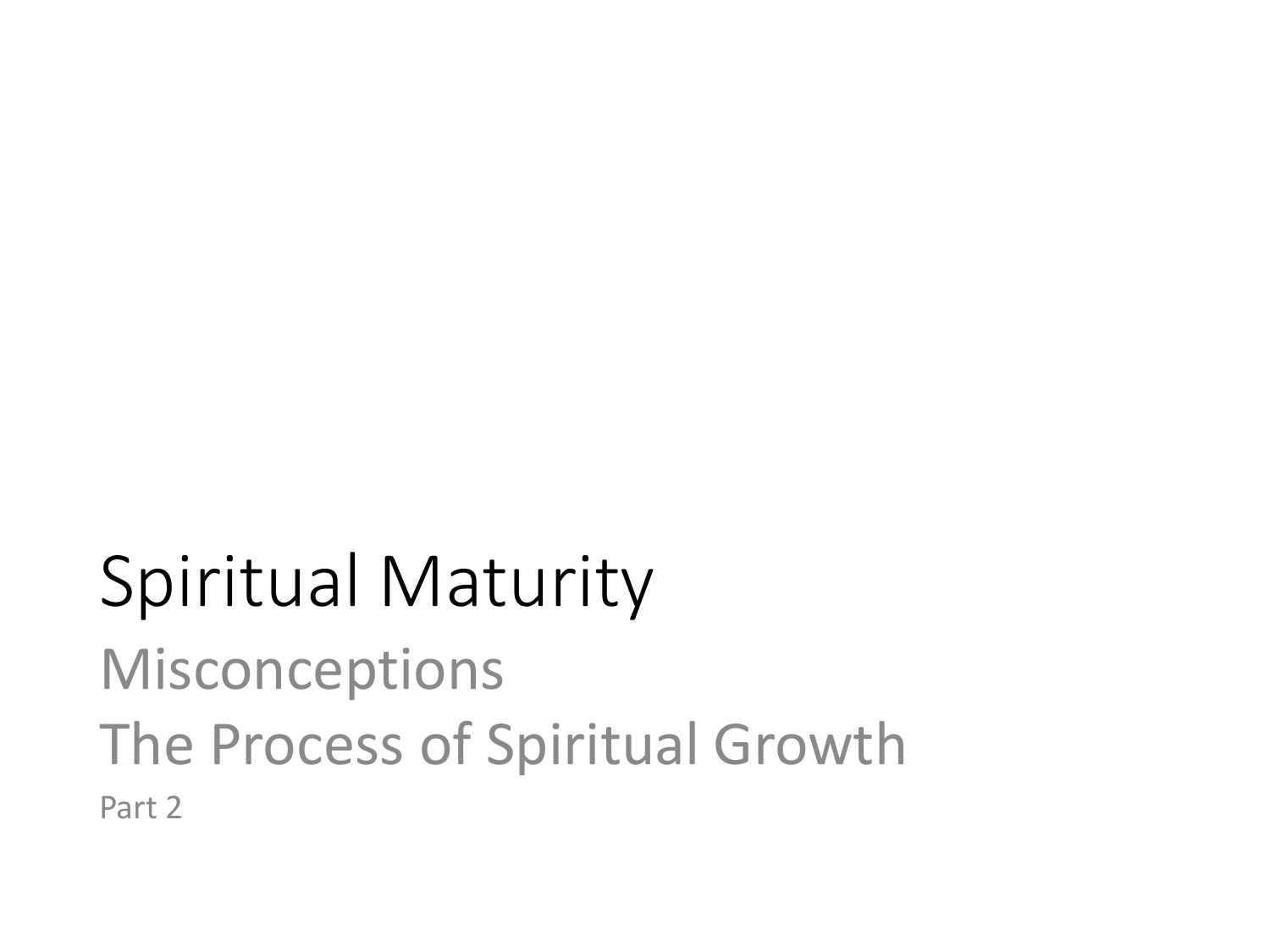# Spiritual Maturity

## Misconceptions

## The Process of Spiritual Growth

Part 2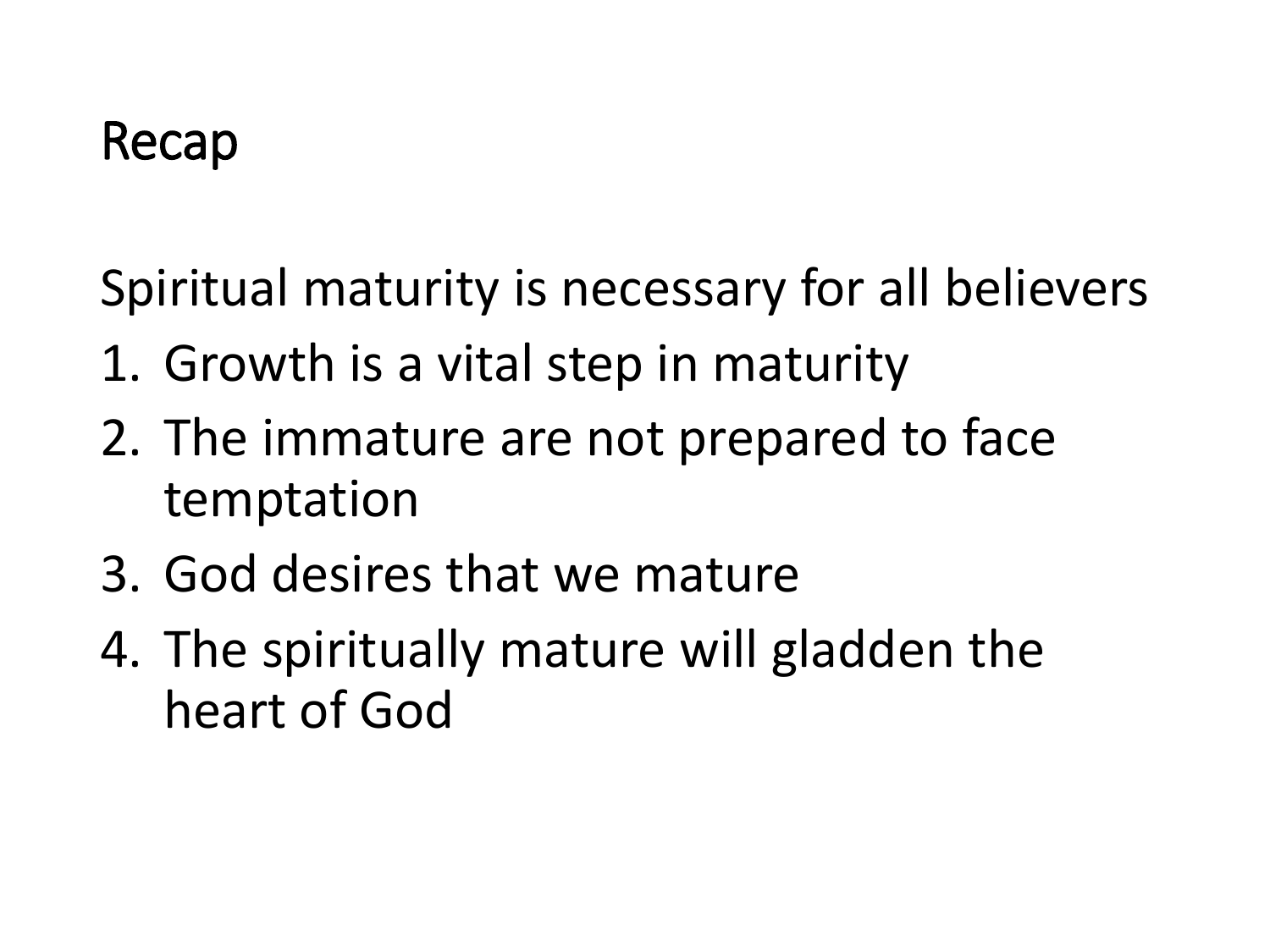# Recap

Spiritual maturity is necessary for all believers

1. Growth is a vital step in maturity
2. The immature are not prepared to face temptation
3. God desires that we mature
4. The spiritually mature will gladden the heart of God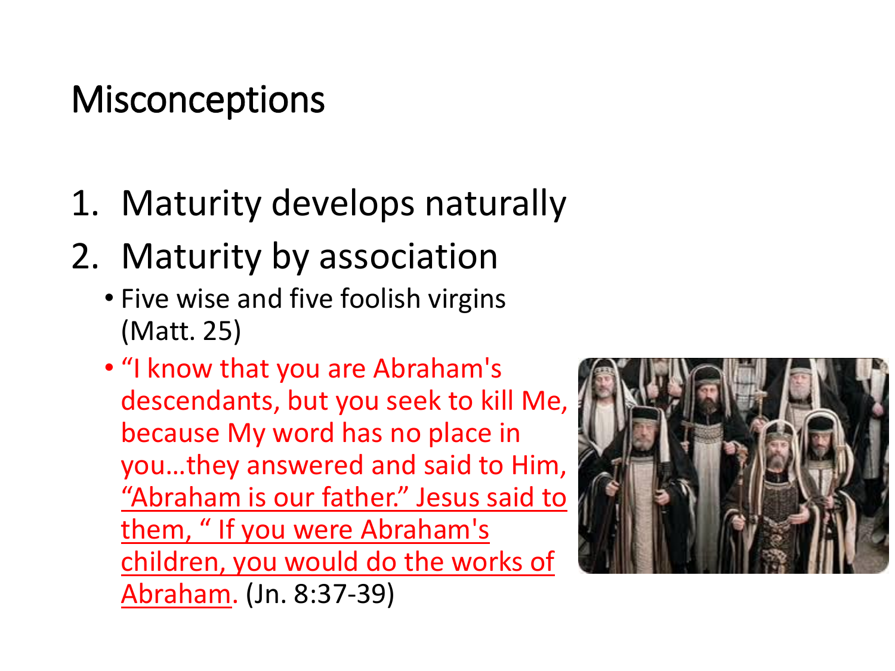# Misconceptions

1. Maturity develops naturally
2. Maturity by association
   - Five wise and five foolish virgins (Matt. 25)
   - "I know that you are Abraham's descendants, but you seek to kill Me, because My word has no place in you…they answered and said to Him, "Abraham is our father." Jesus said to them, " If you were Abraham's children, you would do the works of Abraham. (Jn. 8:37-39)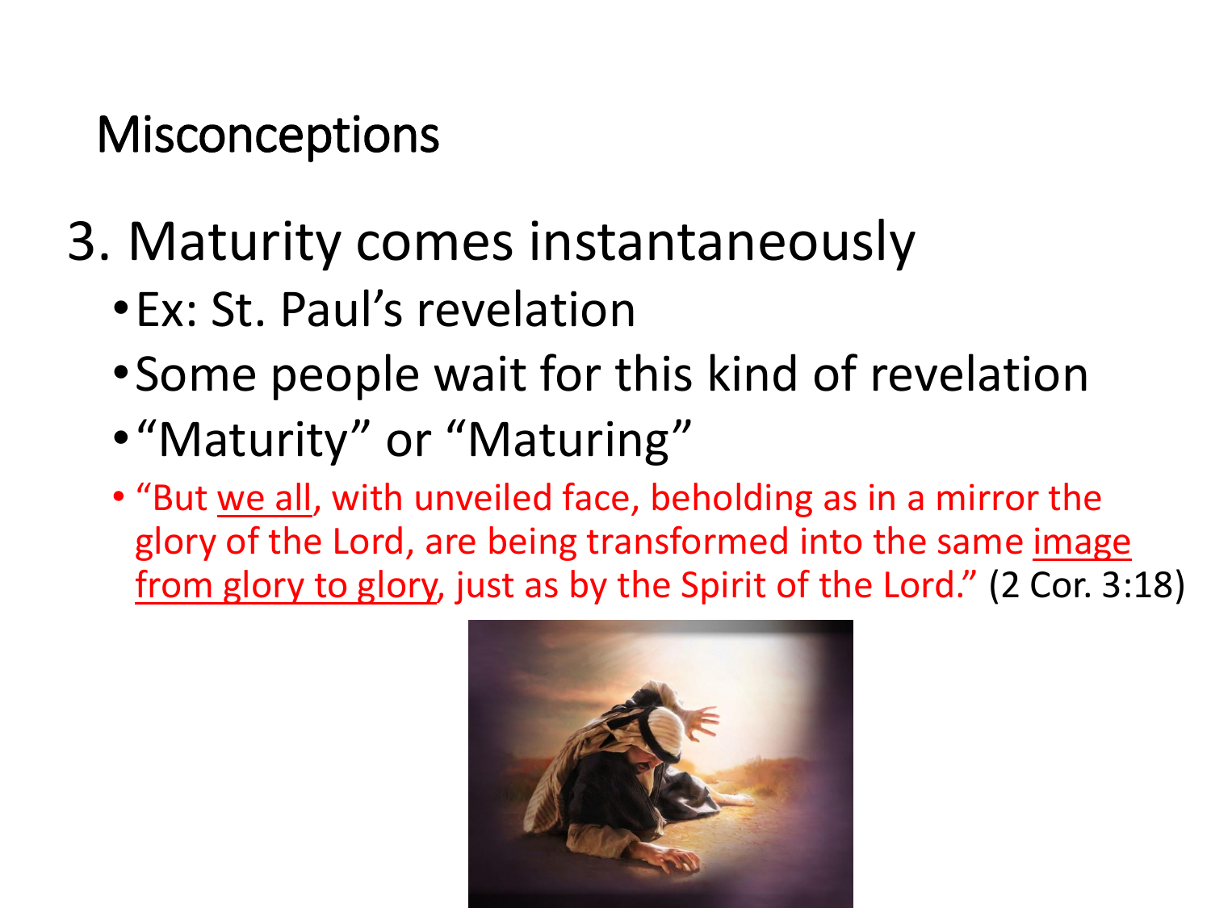# Misconceptions

## 3. Maturity comes instantaneously

- Ex: St. Paul's revelation
- Some people wait for this kind of revelation
- "Maturity" or "Maturing"
- "But we all, with unveiled face, beholding as in a mirror the glory of the Lord, are being transformed into the same image from glory to glory, just as by the Spirit of the Lord." (2 Cor. 3:18)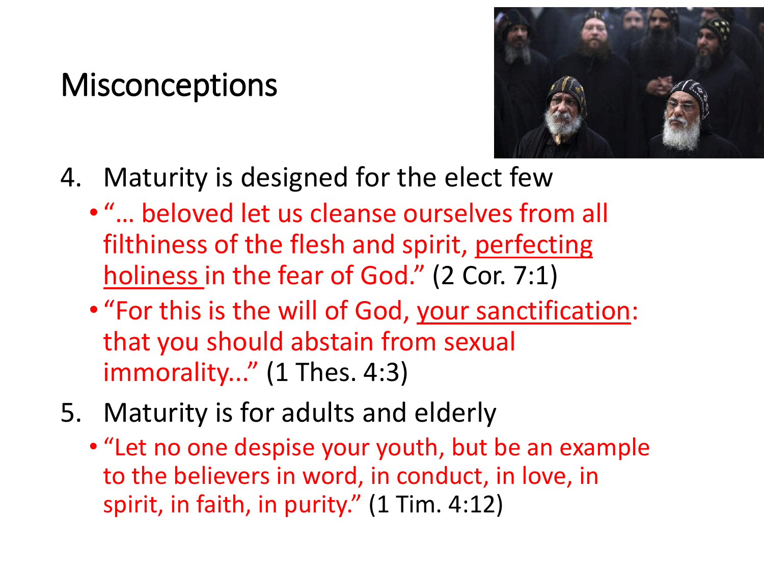# Misconceptions

4. Maturity is designed for the elect few
   - "… beloved let us cleanse ourselves from all filthiness of the flesh and spirit, <u>perfecting holiness</u> in the fear of God." (2 Cor. 7:1)
   - "For this is the will of God, <u>your sanctification</u>: that you should abstain from sexual immorality..." (1 Thes. 4:3)
5. Maturity is for adults and elderly
   - "Let no one despise your youth, but be an example to the believers in word, in conduct, in love, in spirit, in faith, in purity." (1 Tim. 4:12)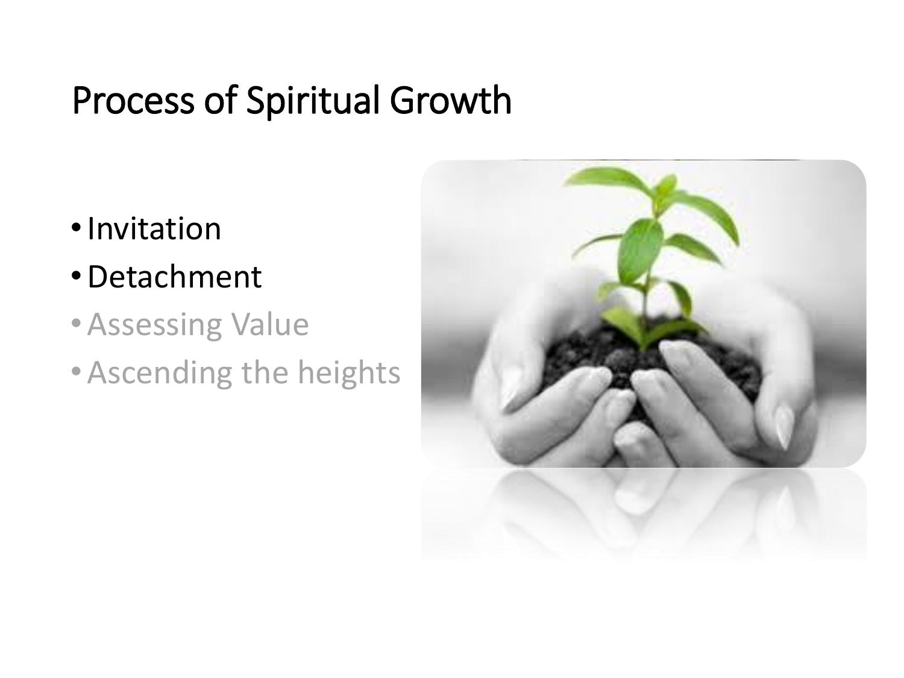# Process of Spiritual Growth

- Invitation
- Detachment
- Assessing Value
- Ascending the heights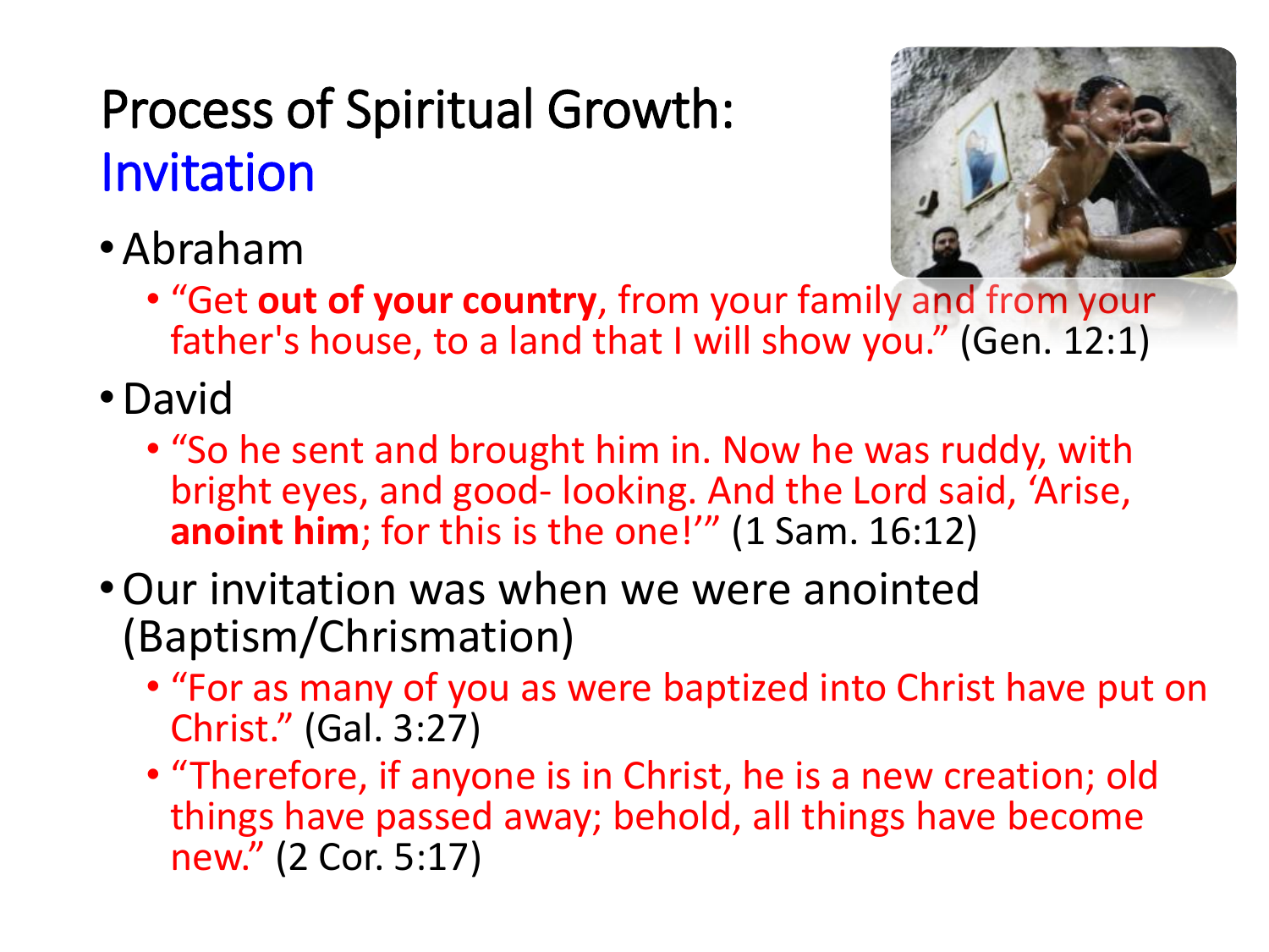# Process of Spiritual Growth: Invitation

- Abraham
  - "Get **out of your country**, from your family and from your father's house, to a land that I will show you." (Gen. 12:1)
- David
  - "So he sent and brought him in. Now he was ruddy, with bright eyes, and good- looking. And the Lord said, 'Arise, **anoint him**; for this is the one!'" (1 Sam. 16:12)
- Our invitation was when we were anointed (Baptism/Chrismation)
  - "For as many of you as were baptized into Christ have put on Christ." (Gal. 3:27)
  - "Therefore, if anyone is in Christ, he is a new creation; old things have passed away; behold, all things have become new." (2 Cor. 5:17)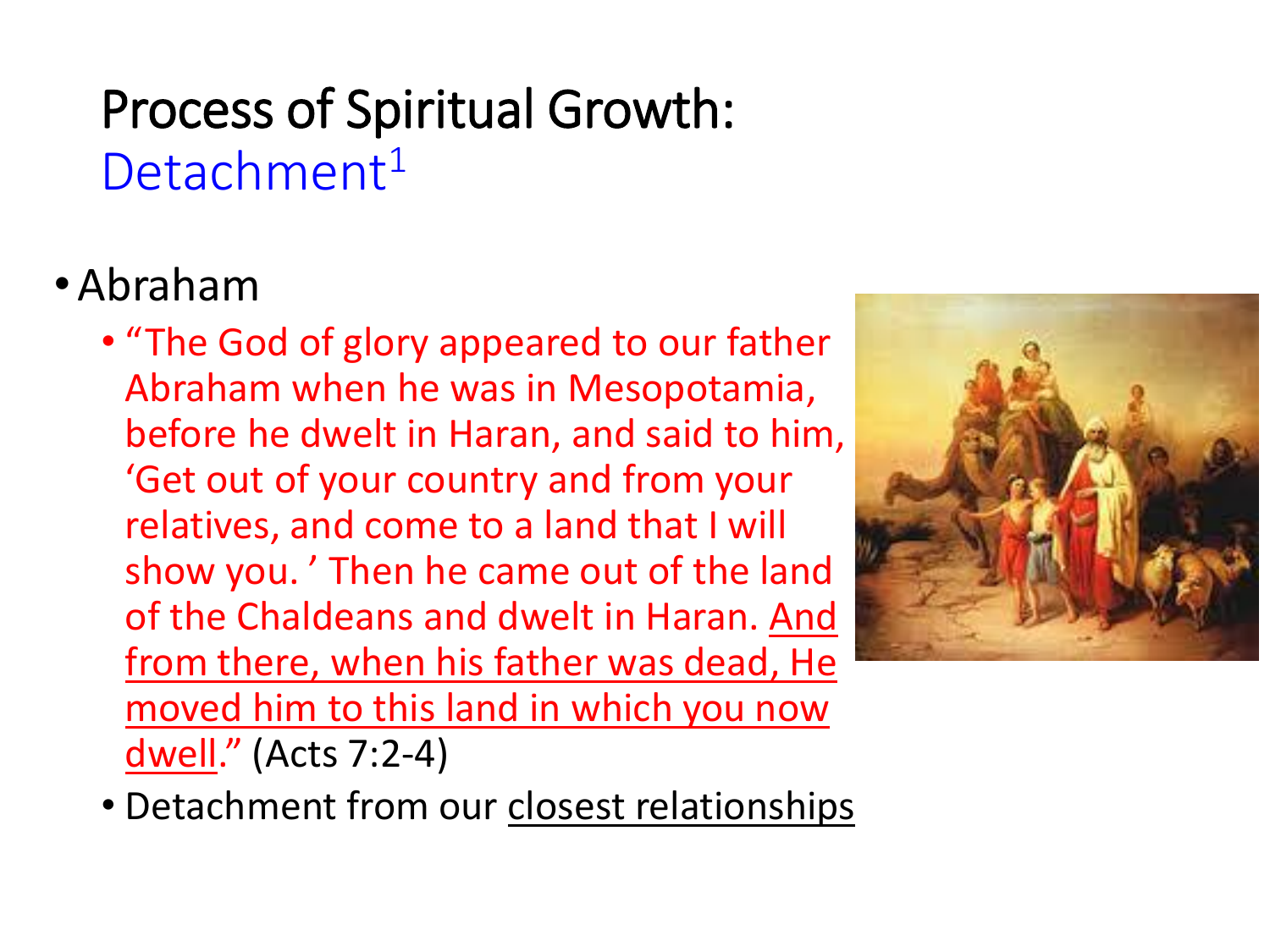# Process of Spiritual Growth: Detachment[1]

- Abraham
  - "The God of glory appeared to our father Abraham when he was in Mesopotamia, before he dwelt in Haran, and said to him, 'Get out of your country and from your relatives, and come to a land that I will show you.' Then he came out of the land of the Chaldeans and dwelt in Haran. <u>And from there, when his father was dead, He moved him to this land in which you now dwell</u>." (Acts 7:2-4)
  - Detachment from our <u>closest relationships</u>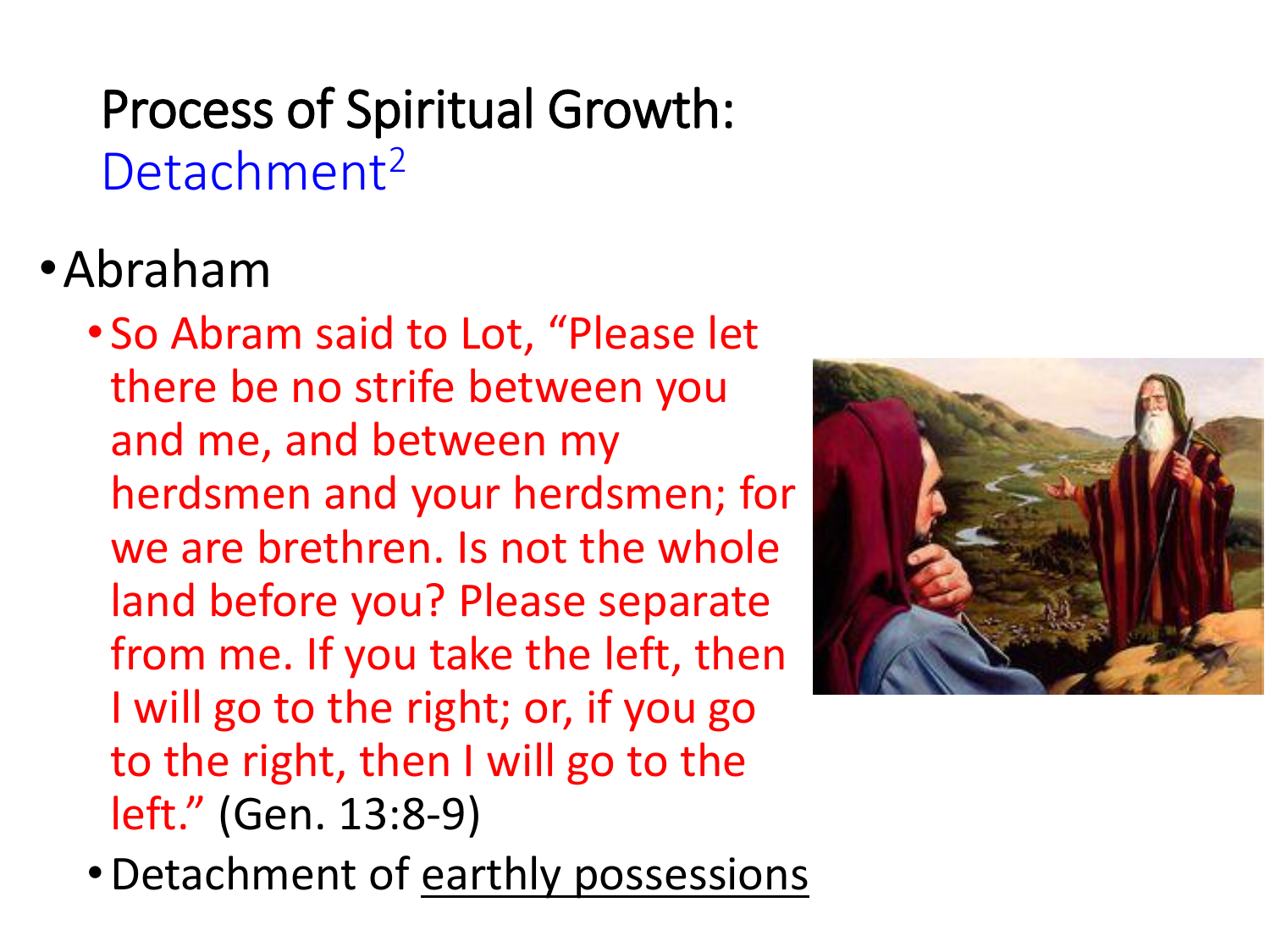# Process of Spiritual Growth: Detachment[2]

- Abraham
  - So Abram said to Lot, "Please let there be no strife between you and me, and between my herdsmen and your herdsmen; for we are brethren. Is not the whole land before you? Please separate from me. If you take the left, then I will go to the right; or, if you go to the right, then I will go to the left." (Gen. 13:8-9)
  - Detachment of earthly possessions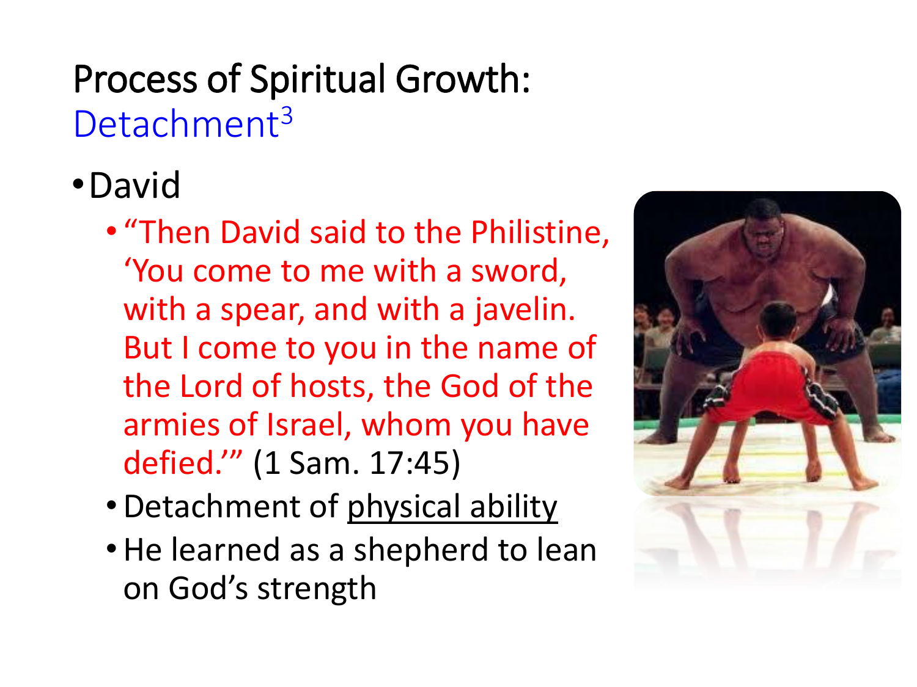# Process of Spiritual Growth: Detachment[3]

- David
  - “Then David said to the Philistine, ‘You come to me with a sword, with a spear, and with a javelin. But I come to you in the name of the Lord of hosts, the God of the armies of Israel, whom you have defied.’” (1 Sam. 17:45)
  - Detachment of physical ability
  - He learned as a shepherd to lean on God’s strength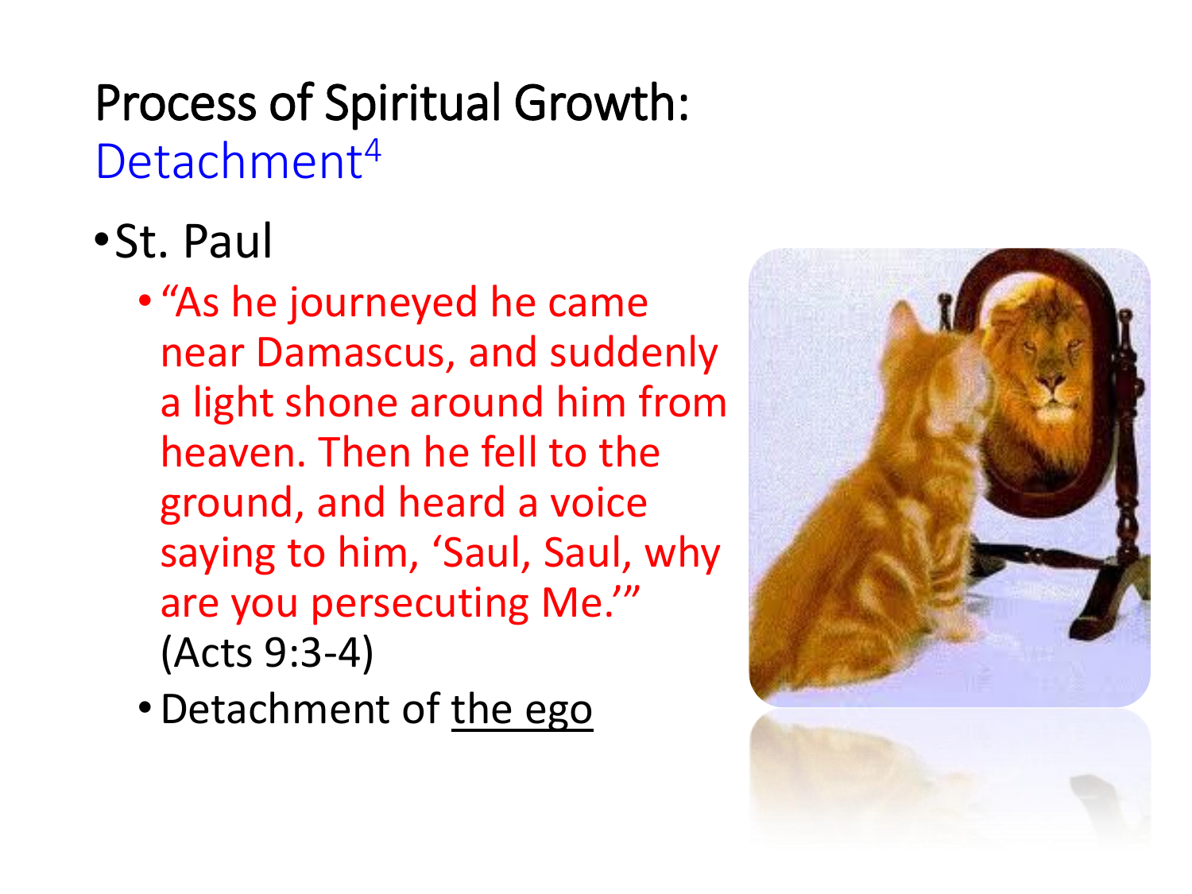# Process of Spiritual Growth: Detachment[4]

- St. Paul
  - "As he journeyed he came near Damascus, and suddenly a light shone around him from heaven. Then he fell to the ground, and heard a voice saying to him, 'Saul, Saul, why are you persecuting Me.'" (Acts 9:3-4)
  - Detachment of the ego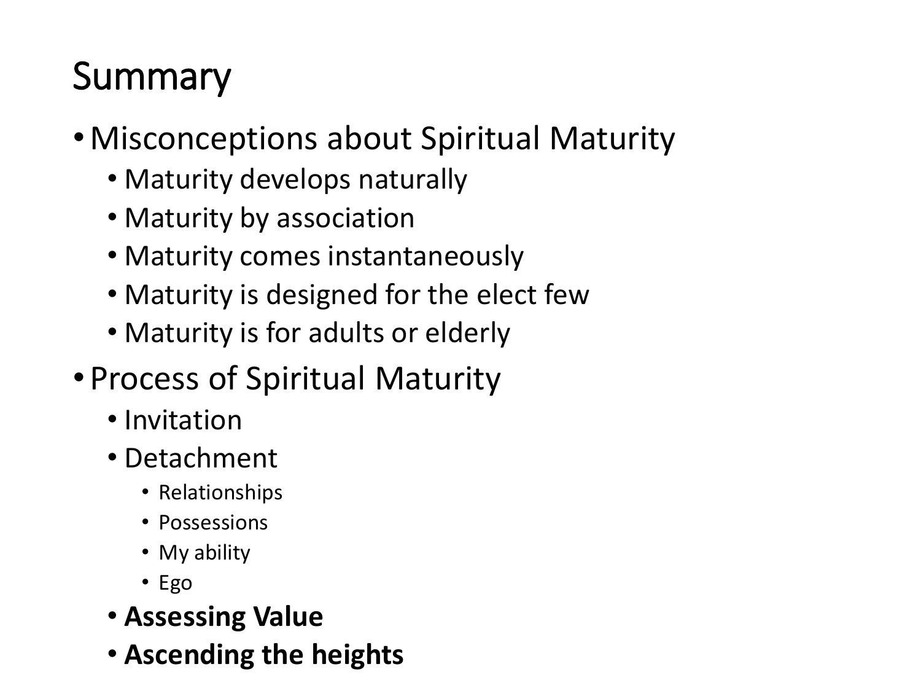# Summary

- Misconceptions about Spiritual Maturity
  - Maturity develops naturally
  - Maturity by association
  - Maturity comes instantaneously
  - Maturity is designed for the elect few
  - Maturity is for adults or elderly
- Process of Spiritual Maturity
  - Invitation
  - Detachment
    - Relationships
    - Possessions
    - My ability
    - Ego
  - **Assessing Value**
  - **Ascending the heights**